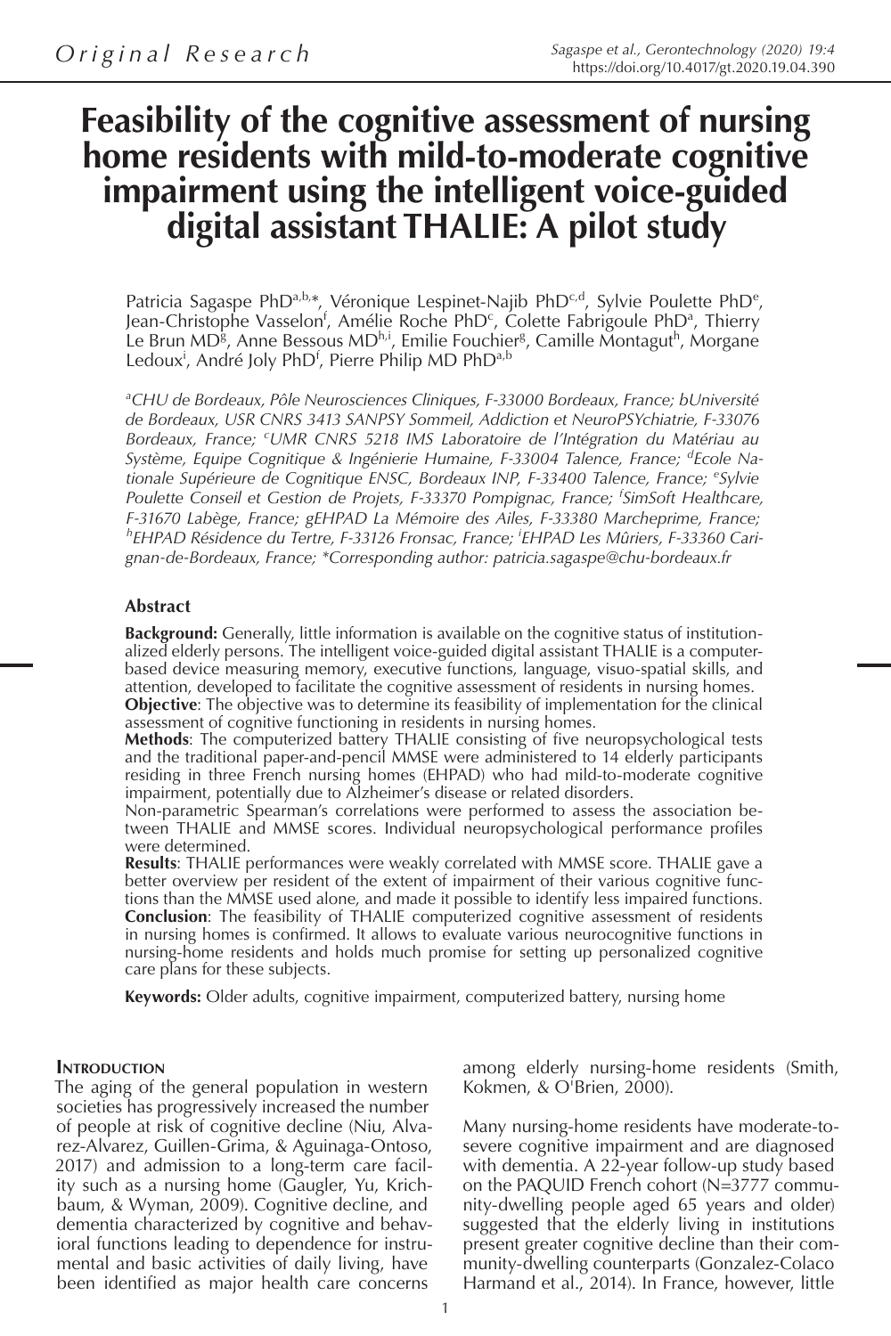*Original Research*

# Feasibility of the cognitive assessment of nursing home residents with mild-to-moderate cognitive impairment using the intelligent voice-guided digital assistant THALIE: A pilot study

Patricia Sagaspe PhD[a,b,*], Véronique Lespinet-Najib PhD[c,d], Sylvie Poulette PhD[e], Jean-Christophe Vasselon[f], Amélie Roche PhD[c], Colette Fabrigoule PhD[a], Thierry Le Brun MD[g], Anne Bessous MD[h,i], Emilie Fouchier[g], Camille Montagut[h], Morgane Ledoux[i], André Joly PhD[f], Pierre Philip MD PhD[a,b]

*[a]CHU de Bordeaux, Pôle Neurosciences Cliniques, F-33000 Bordeaux, France; bUniversité de Bordeaux, USR CNRS 3413 SANPSY Sommeil, Addiction et NeuroPSYchiatrie, F-33076 Bordeaux, France; [c]UMR CNRS 5218 IMS Laboratoire de l'Intégration du Matériau au Système, Equipe Cognitique & Ingénierie Humaine, F-33004 Talence, France; [d]Ecole Nationale Supérieure de Cognitique ENSC, Bordeaux INP, F-33400 Talence, France; [e]Sylvie Poulette Conseil et Gestion de Projets, F-33370 Pompignac, France; [f]SimSoft Healthcare, F-31670 Labège, France; gEHPAD La Mémoire des Ailes, F-33380 Marcheprime, France; [h]EHPAD Résidence du Tertre, F-33126 Fronsac, France; [i]EHPAD Les Mûriers, F-33360 Carignan-de-Bordeaux, France; *Corresponding author: patricia.sagaspe@chu-bordeaux.fr*

### Abstract

**Background:** Generally, little information is available on the cognitive status of institutionalized elderly persons. The intelligent voice-guided digital assistant THALIE is a computer-based device measuring memory, executive functions, language, visuo-spatial skills, and attention, developed to facilitate the cognitive assessment of residents in nursing homes.

**Objective**: The objective was to determine its feasibility of implementation for the clinical assessment of cognitive functioning in residents in nursing homes.

**Methods**: The computerized battery THALIE consisting of five neuropsychological tests and the traditional paper-and-pencil MMSE were administered to 14 elderly participants residing in three French nursing homes (EHPAD) who had mild-to-moderate cognitive impairment, potentially due to Alzheimer's disease or related disorders.

Non-parametric Spearman's correlations were performed to assess the association between THALIE and MMSE scores. Individual neuropsychological performance profiles were determined.

**Results**: THALIE performances were weakly correlated with MMSE score. THALIE gave a better overview per resident of the extent of impairment of their various cognitive functions than the MMSE used alone, and made it possible to identify less impaired functions.

**Conclusion**: The feasibility of THALIE computerized cognitive assessment of residents in nursing homes is confirmed. It allows to evaluate various neurocognitive functions in nursing-home residents and holds much promise for setting up personalized cognitive care plans for these subjects.

**Keywords:** Older adults, cognitive impairment, computerized battery, nursing home

### Introduction

The aging of the general population in western societies has progressively increased the number of people at risk of cognitive decline (Niu, Alvarez-Alvarez, Guillen-Grima, & Aguinaga-Ontoso, 2017) and admission to a long-term care facility such as a nursing home (Gaugler, Yu, Krichbaum, & Wyman, 2009). Cognitive decline, and dementia characterized by cognitive and behavioral functions leading to dependence for instrumental and basic activities of daily living, have been identified as major health care concerns among elderly nursing-home residents (Smith, Kokmen, & O'Brien, 2000).

Many nursing-home residents have moderate-to-severe cognitive impairment and are diagnosed with dementia. A 22-year follow-up study based on the PAQUID French cohort (N=3777 community-dwelling people aged 65 years and older) suggested that the elderly living in institutions present greater cognitive decline than their community-dwelling counterparts (Gonzalez-Colaco Harmand et al., 2014). In France, however, little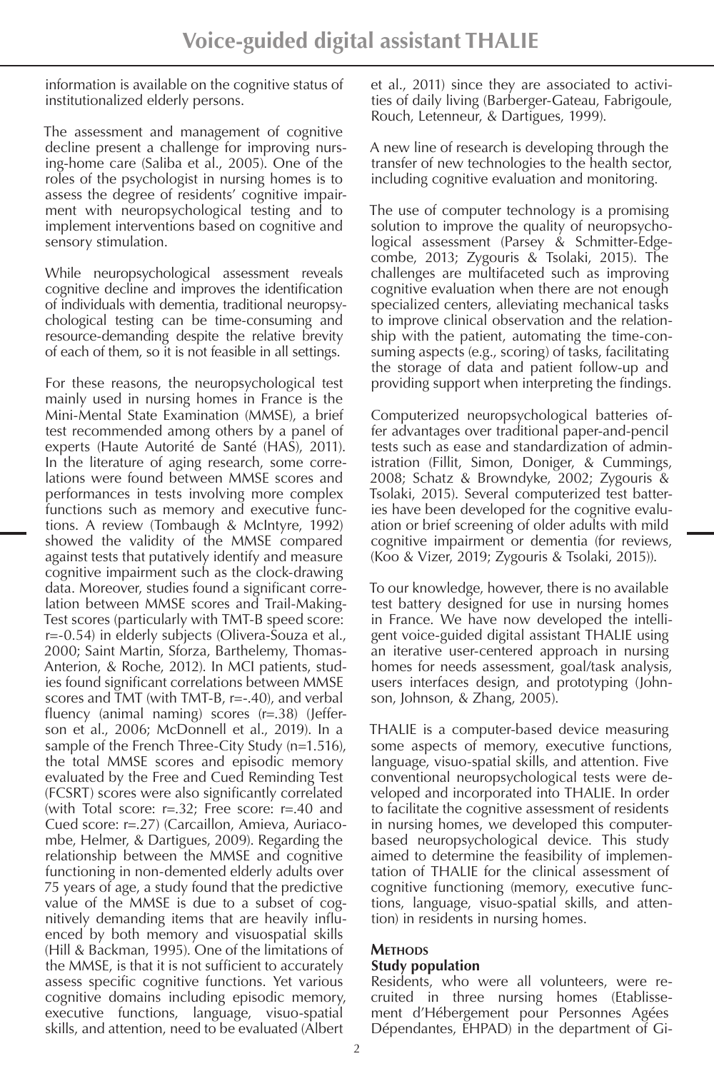information is available on the cognitive status of institutionalized elderly persons.

The assessment and management of cognitive decline present a challenge for improving nursing-home care (Saliba et al., 2005). One of the roles of the psychologist in nursing homes is to assess the degree of residents' cognitive impairment with neuropsychological testing and to implement interventions based on cognitive and sensory stimulation.

While neuropsychological assessment reveals cognitive decline and improves the identification of individuals with dementia, traditional neuropsychological testing can be time-consuming and resource-demanding despite the relative brevity of each of them, so it is not feasible in all settings.

For these reasons, the neuropsychological test mainly used in nursing homes in France is the Mini-Mental State Examination (MMSE), a brief test recommended among others by a panel of experts (Haute Autorité de Santé (HAS), 2011). In the literature of aging research, some correlations were found between MMSE scores and performances in tests involving more complex functions such as memory and executive functions. A review (Tombaugh & McIntyre, 1992) showed the validity of the MMSE compared against tests that putatively identify and measure cognitive impairment such as the clock-drawing data. Moreover, studies found a significant correlation between MMSE scores and Trail-Making-Test scores (particularly with TMT-B speed score: r=-0.54) in elderly subjects (Olivera-Souza et al., 2000; Saint Martin, Sforza, Barthelemy, Thomas-Anterion, & Roche, 2012). In MCI patients, studies found significant correlations between MMSE scores and TMT (with TMT-B, r=-.40), and verbal fluency (animal naming) scores (r=.38) (Jefferson et al., 2006; McDonnell et al., 2019). In a sample of the French Three-City Study (n=1.516), the total MMSE scores and episodic memory evaluated by the Free and Cued Reminding Test (FCSRT) scores were also significantly correlated (with Total score: r=.32; Free score: r=.40 and Cued score: r=.27) (Carcaillon, Amieva, Auriacombe, Helmer, & Dartigues, 2009). Regarding the relationship between the MMSE and cognitive functioning in non-demented elderly adults over 75 years of age, a study found that the predictive value of the MMSE is due to a subset of cognitively demanding items that are heavily influenced by both memory and visuospatial skills (Hill & Backman, 1995). One of the limitations of the MMSE, is that it is not sufficient to accurately assess specific cognitive functions. Yet various cognitive domains including episodic memory, executive functions, language, visuo-spatial skills, and attention, need to be evaluated (Albert et al., 2011) since they are associated to activities of daily living (Barberger-Gateau, Fabrigoule, Rouch, Letenneur, & Dartigues, 1999).

A new line of research is developing through the transfer of new technologies to the health sector, including cognitive evaluation and monitoring.

The use of computer technology is a promising solution to improve the quality of neuropsychological assessment (Parsey & Schmitter-Edgecombe, 2013; Zygouris & Tsolaki, 2015). The challenges are multifaceted such as improving cognitive evaluation when there are not enough specialized centers, alleviating mechanical tasks to improve clinical observation and the relationship with the patient, automating the time-consuming aspects (e.g., scoring) of tasks, facilitating the storage of data and patient follow-up and providing support when interpreting the findings.

Computerized neuropsychological batteries offer advantages over traditional paper-and-pencil tests such as ease and standardization of administration (Fillit, Simon, Doniger, & Cummings, 2008; Schatz & Browndyke, 2002; Zygouris & Tsolaki, 2015). Several computerized test batteries have been developed for the cognitive evaluation or brief screening of older adults with mild cognitive impairment or dementia (for reviews, (Koo & Vizer, 2019; Zygouris & Tsolaki, 2015)).

To our knowledge, however, there is no available test battery designed for use in nursing homes in France. We have now developed the intelligent voice-guided digital assistant THALIE using an iterative user-centered approach in nursing homes for needs assessment, goal/task analysis, users interfaces design, and prototyping (Johnson, Johnson, & Zhang, 2005).

THALIE is a computer-based device measuring some aspects of memory, executive functions, language, visuo-spatial skills, and attention. Five conventional neuropsychological tests were developed and incorporated into THALIE. In order to facilitate the cognitive assessment of residents in nursing homes, we developed this computer-based neuropsychological device. This study aimed to determine the feasibility of implementation of THALIE for the clinical assessment of cognitive functioning (memory, executive functions, language, visuo-spatial skills, and attention) in residents in nursing homes.

## Methods

### Study population

Residents, who were all volunteers, were recruited in three nursing homes (Etablissement d'Hébergement pour Personnes Agées Dépendantes, EHPAD) in the department of Gi-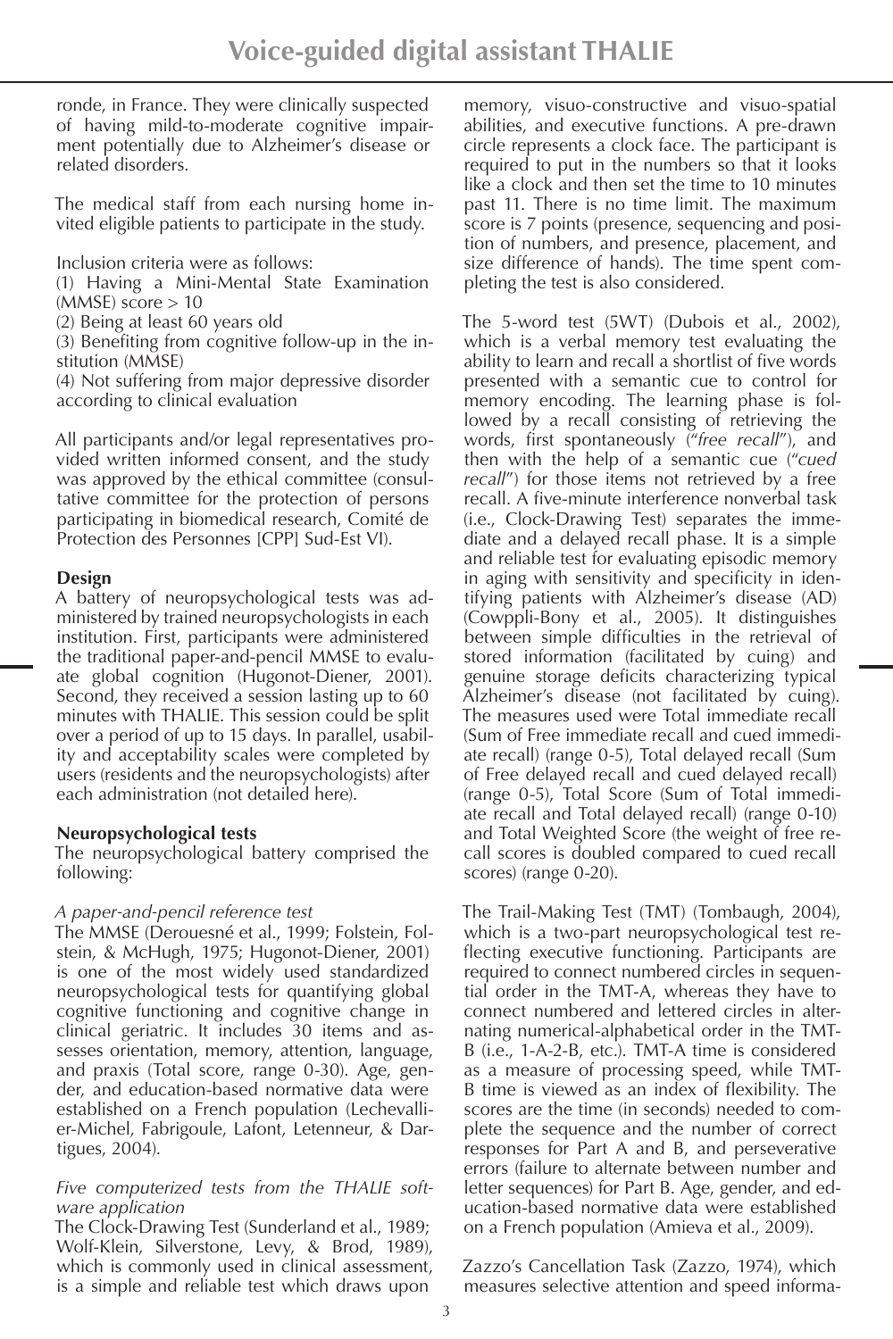ronde, in France. They were clinically suspected of having mild-to-moderate cognitive impairment potentially due to Alzheimer's disease or related disorders.

The medical staff from each nursing home invited eligible patients to participate in the study.

Inclusion criteria were as follows:
(1) Having a Mini-Mental State Examination (MMSE) score > 10
(2) Being at least 60 years old
(3) Benefiting from cognitive follow-up in the institution (MMSE)
(4) Not suffering from major depressive disorder according to clinical evaluation

All participants and/or legal representatives provided written informed consent, and the study was approved by the ethical committee (consultative committee for the protection of persons participating in biomedical research, Comité de Protection des Personnes [CPP] Sud-Est VI).

**Design**

A battery of neuropsychological tests was administered by trained neuropsychologists in each institution. First, participants were administered the traditional paper-and-pencil MMSE to evaluate global cognition (Hugonot-Diener, 2001). Second, they received a session lasting up to 60 minutes with THALIE. This session could be split over a period of up to 15 days. In parallel, usability and acceptability scales were completed by users (residents and the neuropsychologists) after each administration (not detailed here).

**Neuropsychological tests**

The neuropsychological battery comprised the following:

*A paper-and-pencil reference test*

The MMSE (Derouesné et al., 1999; Folstein, Folstein, & McHugh, 1975; Hugonot-Diener, 2001) is one of the most widely used standardized neuropsychological tests for quantifying global cognitive functioning and cognitive change in clinical geriatric. It includes 30 items and assesses orientation, memory, attention, language, and praxis (Total score, range 0-30). Age, gender, and education-based normative data were established on a French population (Lechevallier-Michel, Fabrigoule, Lafont, Letenneur, & Dartigues, 2004).

*Five computerized tests from the THALIE software application*

The Clock-Drawing Test (Sunderland et al., 1989; Wolf-Klein, Silverstone, Levy, & Brod, 1989), which is commonly used in clinical assessment, is a simple and reliable test which draws upon memory, visuo-constructive and visuo-spatial abilities, and executive functions. A pre-drawn circle represents a clock face. The participant is required to put in the numbers so that it looks like a clock and then set the time to 10 minutes past 11. There is no time limit. The maximum score is 7 points (presence, sequencing and position of numbers, and presence, placement, and size difference of hands). The time spent completing the test is also considered.

The 5-word test (5WT) (Dubois et al., 2002), which is a verbal memory test evaluating the ability to learn and recall a shortlist of five words presented with a semantic cue to control for memory encoding. The learning phase is followed by a recall consisting of retrieving the words, first spontaneously ("*free recall*"), and then with the help of a semantic cue ("*cued recall*") for those items not retrieved by a free recall. A five-minute interference nonverbal task (i.e., Clock-Drawing Test) separates the immediate and a delayed recall phase. It is a simple and reliable test for evaluating episodic memory in aging with sensitivity and specificity in identifying patients with Alzheimer's disease (AD) (Cowppli-Bony et al., 2005). It distinguishes between simple difficulties in the retrieval of stored information (facilitated by cuing) and genuine storage deficits characterizing typical Alzheimer's disease (not facilitated by cuing). The measures used were Total immediate recall (Sum of Free immediate recall and cued immediate recall) (range 0-5), Total delayed recall (Sum of Free delayed recall and cued delayed recall) (range 0-5), Total Score (Sum of Total immediate recall and Total delayed recall) (range 0-10) and Total Weighted Score (the weight of free recall scores is doubled compared to cued recall scores) (range 0-20).

The Trail-Making Test (TMT) (Tombaugh, 2004), which is a two-part neuropsychological test reflecting executive functioning. Participants are required to connect numbered circles in sequential order in the TMT-A, whereas they have to connect numbered and lettered circles in alternating numerical-alphabetical order in the TMT-B (i.e., 1-A-2-B, etc.). TMT-A time is considered as a measure of processing speed, while TMT-B time is viewed as an index of flexibility. The scores are the time (in seconds) needed to complete the sequence and the number of correct responses for Part A and B, and perseverative errors (failure to alternate between number and letter sequences) for Part B. Age, gender, and education-based normative data were established on a French population (Amieva et al., 2009).

Zazzo's Cancellation Task (Zazzo, 1974), which measures selective attention and speed informa-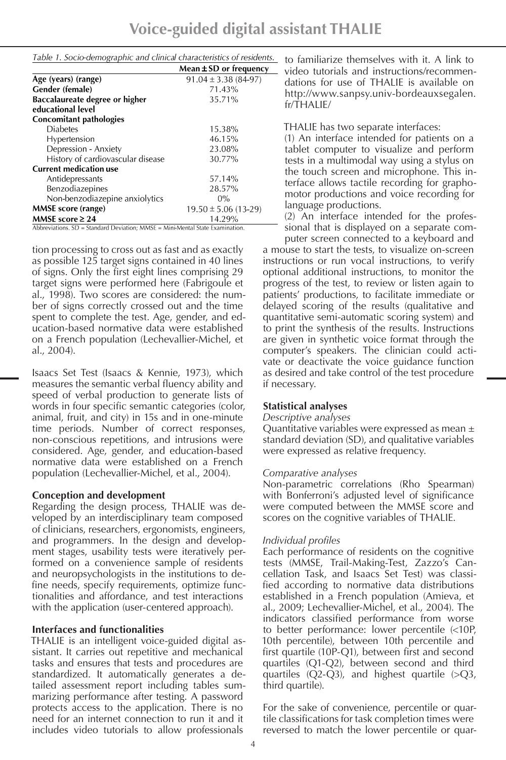*Table 1. Socio-demographic and clinical characteristics of residents.*

| | Mean ± SD or frequency |
|---|---|
| **Age (years) (range)** | 91.04 ± 3.38 (84-97) |
| **Gender (female)** | 71.43% |
| **Baccalaureate degree or higher educational level** | 35.71% |
| **Concomitant pathologies** | |
| Diabetes | 15.38% |
| Hypertension | 46.15% |
| Depression - Anxiety | 23.08% |
| History of cardiovascular disease | 30.77% |
| **Current medication use** | |
| Antidepressants | 57.14% |
| Benzodiazepines | 28.57% |
| Non-benzodiazepine anxiolytics | 0% |
| **MMSE score (range)** | 19.50 ± 5.06 (13-29) |
| **MMSE score ≥ 24** | 14.29% |

Abbreviations. SD = Standard Deviation; MMSE = Mini-Mental State Examination.

tion processing to cross out as fast and as exactly as possible 125 target signs contained in 40 lines of signs. Only the first eight lines comprising 29 target signs were performed here (Fabrigoule et al., 1998). Two scores are considered: the number of signs correctly crossed out and the time spent to complete the test. Age, gender, and education-based normative data were established on a French population (Lechevallier-Michel, et al., 2004).

Isaacs Set Test (Isaacs & Kennie, 1973), which measures the semantic verbal fluency ability and speed of verbal production to generate lists of words in four specific semantic categories (color, animal, fruit, and city) in 15s and in one-minute time periods. Number of correct responses, non-conscious repetitions, and intrusions were considered. Age, gender, and education-based normative data were established on a French population (Lechevallier-Michel, et al., 2004).

**Conception and development**

Regarding the design process, THALIE was developed by an interdisciplinary team composed of clinicians, researchers, ergonomists, engineers, and programmers. In the design and development stages, usability tests were iteratively performed on a convenience sample of residents and neuropsychologists in the institutions to define needs, specify requirements, optimize functionalities and affordance, and test interactions with the application (user-centered approach).

**Interfaces and functionalities**

THALIE is an intelligent voice-guided digital assistant. It carries out repetitive and mechanical tasks and ensures that tests and procedures are standardized. It automatically generates a detailed assessment report including tables summarizing performance after testing. A password protects access to the application. There is no need for an internet connection to run it and it includes video tutorials to allow professionals to familiarize themselves with it. A link to video tutorials and instructions/recommendations for use of THALIE is available on http://www.sanpsy.univ-bordeauxsegalen.fr/THALIE/

THALIE has two separate interfaces:

(1) An interface intended for patients on a tablet computer to visualize and perform tests in a multimodal way using a stylus on the touch screen and microphone. This interface allows tactile recording for graphomotor productions and voice recording for language productions.

(2) An interface intended for the professional that is displayed on a separate computer screen connected to a keyboard and a mouse to start the tests, to visualize on-screen instructions or run vocal instructions, to verify optional additional instructions, to monitor the progress of the test, to review or listen again to patients' productions, to facilitate immediate or delayed scoring of the results (qualitative and quantitative semi-automatic scoring system) and to print the synthesis of the results. Instructions are given in synthetic voice format through the computer's speakers. The clinician could activate or deactivate the voice guidance function as desired and take control of the test procedure if necessary.

**Statistical analyses**

*Descriptive analyses*

Quantitative variables were expressed as mean ± standard deviation (SD), and qualitative variables were expressed as relative frequency.

*Comparative analyses*

Non-parametric correlations (Rho Spearman) with Bonferroni's adjusted level of significance were computed between the MMSE score and scores on the cognitive variables of THALIE.

*Individual profiles*

Each performance of residents on the cognitive tests (MMSE, Trail-Making-Test, Zazzo's Cancellation Task, and Isaacs Set Test) was classified according to normative data distributions established in a French population (Amieva, et al., 2009; Lechevallier-Michel, et al., 2004). The indicators classified performance from worse to better performance: lower percentile (<10P, 10th percentile), between 10th percentile and first quartile (10P-Q1), between first and second quartiles (Q1-Q2), between second and third quartiles (Q2-Q3), and highest quartile (>Q3, third quartile).

For the sake of convenience, percentile or quartile classifications for task completion times were reversed to match the lower percentile or quar-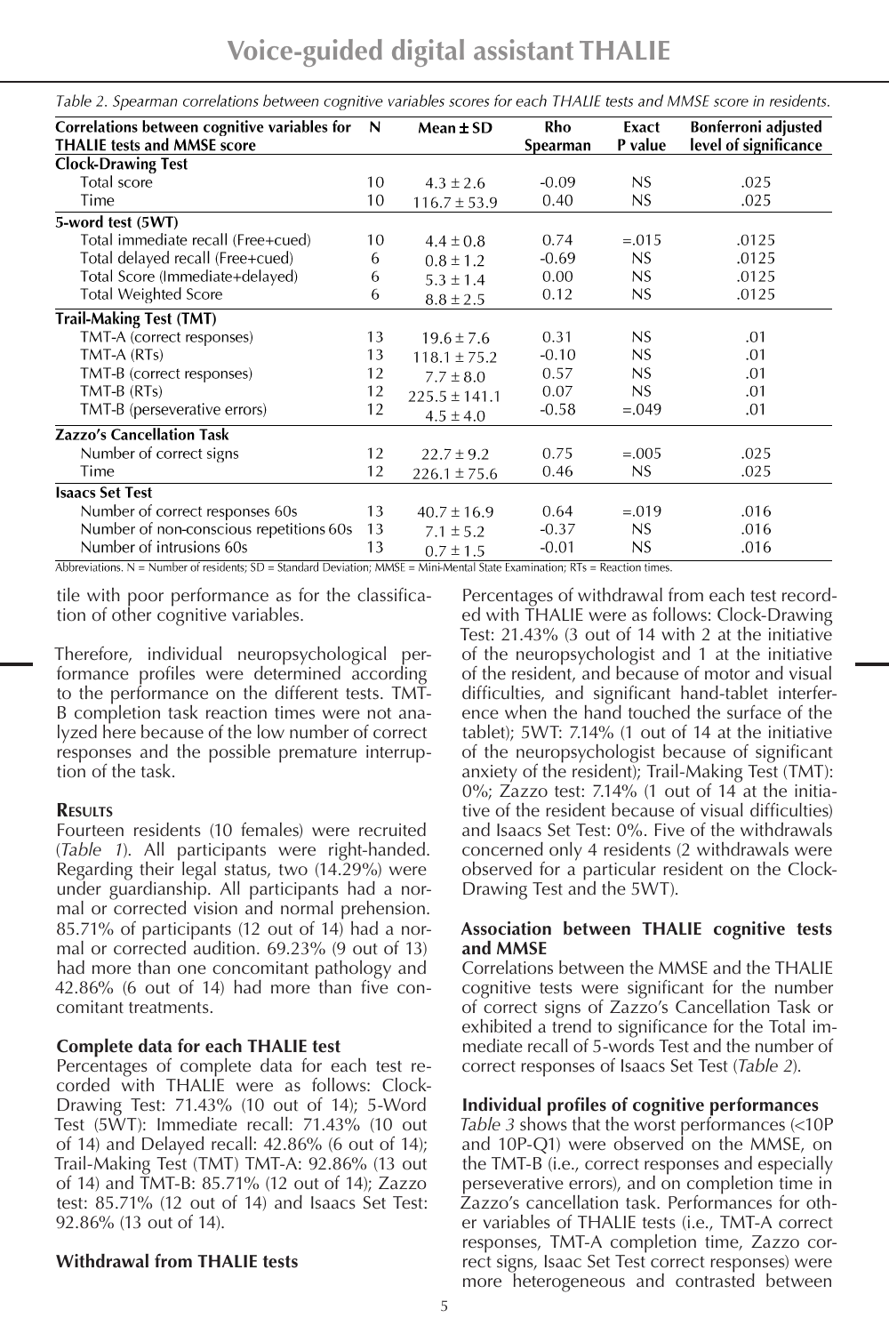*Table 2. Spearman correlations between cognitive variables scores for each THALIE tests and MMSE score in residents.*

| Correlations between cognitive variables for THALIE tests and MMSE score | N | Mean ± SD | Rho Spearman | Exact P value | Bonferroni adjusted level of significance |
|---|---|---|---|---|---|
| **Clock-Drawing Test** | | | | | |
| Total score | 10 | 4.3 ± 2.6 | -0.09 | NS | .025 |
| Time | 10 | 116.7 ± 53.9 | 0.40 | NS | .025 |
| **5-word test (5WT)** | | | | | |
| Total immediate recall (Free+cued) | 10 | 4.4 ± 0.8 | 0.74 | =.015 | .0125 |
| Total delayed recall (Free+cued) | 6 | 0.8 ± 1.2 | -0.69 | NS | .0125 |
| Total Score (Immediate+delayed) | 6 | 5.3 ± 1.4 | 0.00 | NS | .0125 |
| Total Weighted Score | 6 | 8.8 ± 2.5 | 0.12 | NS | .0125 |
| **Trail-Making Test (TMT)** | | | | | |
| TMT-A (correct responses) | 13 | 19.6 ± 7.6 | 0.31 | NS | .01 |
| TMT-A (RTs) | 13 | 118.1 ± 75.2 | -0.10 | NS | .01 |
| TMT-B (correct responses) | 12 | 7.7 ± 8.0 | 0.57 | NS | .01 |
| TMT-B (RTs) | 12 | 225.5 ± 141.1 | 0.07 | NS | .01 |
| TMT-B (perseverative errors) | 12 | 4.5 ± 4.0 | -0.58 | =.049 | .01 |
| **Zazzo's Cancellation Task** | | | | | |
| Number of correct signs | 12 | 22.7 ± 9.2 | 0.75 | =.005 | .025 |
| Time | 12 | 226.1 ± 75.6 | 0.46 | NS | .025 |
| **Isaacs Set Test** | | | | | |
| Number of correct responses 60s | 13 | 40.7 ± 16.9 | 0.64 | =.019 | .016 |
| Number of non-conscious repetitions 60s | 13 | 7.1 ± 5.2 | -0.37 | NS | .016 |
| Number of intrusions 60s | 13 | 0.7 ± 1.5 | -0.01 | NS | .016 |

Abbreviations. N = Number of residents; SD = Standard Deviation; MMSE = Mini-Mental State Examination; RTs = Reaction times.

tile with poor performance as for the classification of other cognitive variables.

Therefore, individual neuropsychological performance profiles were determined according to the performance on the different tests. TMT-B completion task reaction times were not analyzed here because of the low number of correct responses and the possible premature interruption of the task.

## Results

Fourteen residents (10 females) were recruited (*Table 1*). All participants were right-handed. Regarding their legal status, two (14.29%) were under guardianship. All participants had a normal or corrected vision and normal prehension. 85.71% of participants (12 out of 14) had a normal or corrected audition. 69.23% (9 out of 13) had more than one concomitant pathology and 42.86% (6 out of 14) had more than five concomitant treatments.

### Complete data for each THALIE test

Percentages of complete data for each test recorded with THALIE were as follows: Clock-Drawing Test: 71.43% (10 out of 14); 5-Word Test (5WT): Immediate recall: 71.43% (10 out of 14) and Delayed recall: 42.86% (6 out of 14); Trail-Making Test (TMT) TMT-A: 92.86% (13 out of 14) and TMT-B: 85.71% (12 out of 14); Zazzo test: 85.71% (12 out of 14) and Isaacs Set Test: 92.86% (13 out of 14).

### Withdrawal from THALIE tests

Percentages of withdrawal from each test recorded with THALIE were as follows: Clock-Drawing Test: 21.43% (3 out of 14 with 2 at the initiative of the neuropsychologist and 1 at the initiative of the resident, and because of motor and visual difficulties, and significant hand-tablet interference when the hand touched the surface of the tablet); 5WT: 7.14% (1 out of 14 at the initiative of the neuropsychologist because of significant anxiety of the resident); Trail-Making Test (TMT): 0%; Zazzo test: 7.14% (1 out of 14 at the initiative of the resident because of visual difficulties) and Isaacs Set Test: 0%. Five of the withdrawals concerned only 4 residents (2 withdrawals were observed for a particular resident on the Clock-Drawing Test and the 5WT).

### Association between THALIE cognitive tests and MMSE

Correlations between the MMSE and the THALIE cognitive tests were significant for the number of correct signs of Zazzo's Cancellation Task or exhibited a trend to significance for the Total immediate recall of 5-words Test and the number of correct responses of Isaacs Set Test (*Table 2*).

### Individual profiles of cognitive performances

*Table 3* shows that the worst performances (<10P and 10P-Q1) were observed on the MMSE, on the TMT-B (i.e., correct responses and especially perseverative errors), and on completion time in Zazzo's cancellation task. Performances for other variables of THALIE tests (i.e., TMT-A correct responses, TMT-A completion time, Zazzo correct signs, Isaac Set Test correct responses) were more heterogeneous and contrasted between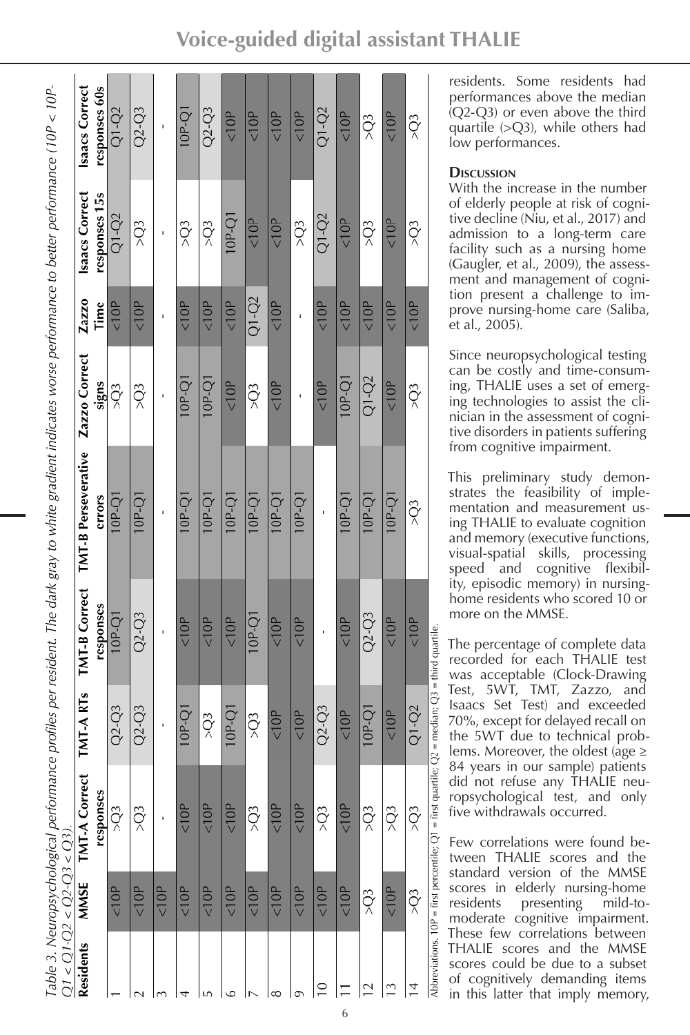Table 3. Neuropsychological performance profiles per resident. The dark gray to white gradient indicates worse performance to better performance (10P < 10P-Q1 < Q1-Q2 < Q2-Q3 < Q3).

| Residents | MMSE | TMT-A Correct responses | TMT-A RTs | TMT-B Correct responses | TMT-B Perseverative errors | Zazzo Correct signs | Zazzo Time | Isaacs Correct responses 15s | Isaacs Correct responses 60s |
|---|---|---|---|---|---|---|---|---|---|
| 1 | <10P | >Q3 | Q2-Q3 | 10P-Q1 | 10P-Q1 | >Q3 | <10P | Q1-Q2 | Q1-Q2 |
| 2 | <10P | >Q3 | Q2-Q3 | Q2-Q3 | 10P-Q1 | >Q3 | <10P | >Q3 | Q2-Q3 |
| 3 | <10P | - | - | - | - | - | - | - | - |
| 4 | <10P | <10P | 10P-Q1 | <10P | 10P-Q1 | 10P-Q1 | <10P | >Q3 | 10P-Q1 |
| 5 | <10P | <10P | >Q3 | <10P | 10P-Q1 | 10P-Q1 | <10P | >Q3 | Q2-Q3 |
| 6 | <10P | <10P | 10P-Q1 | <10P | 10P-Q1 | <10P | <10P | 10P-Q1 | <10P |
| 7 | <10P | >Q3 | >Q3 | 10P-Q1 | 10P-Q1 | >Q3 | Q1-Q2 | <10P | <10P |
| 8 | <10P | <10P | <10P | <10P | 10P-Q1 | <10P | <10P | <10P | <10P |
| 9 | <10P | <10P | <10P | <10P | 10P-Q1 | - | - | >Q3 | <10P |
| 10 | <10P | >Q3 | Q2-Q3 | - | - | <10P | <10P | Q1-Q2 | Q1-Q2 |
| 11 | <10P | <10P | <10P | <10P | 10P-Q1 | 10P-Q1 | <10P | <10P | <10P |
| 12 | >Q3 | >Q3 | 10P-Q1 | Q2-Q3 | 10P-Q1 | Q1-Q2 | <10P | >Q3 | >Q3 |
| 13 | <10P | >Q3 | <10P | <10P | 10P-Q1 | <10P | <10P | <10P | <10P |
| 14 | >Q3 | >Q3 | Q1-Q2 | <10P | >Q3 | >Q3 | <10P | >Q3 | >Q3 |

Abbreviations. 10P = first percentile; Q1 = first quartile; Q2 = median; Q3 = third quartile.

residents. Some residents had performances above the median (Q2-Q3) or even above the third quartile (>Q3), while others had low performances.

## Discussion

With the increase in the number of elderly people at risk of cognitive decline (Niu, et al., 2017) and admission to a long-term care facility such as a nursing home (Gaugler, et al., 2009), the assessment and management of cognition present a challenge to improve nursing-home care (Saliba, et al., 2005).

Since neuropsychological testing can be costly and time-consuming, THALIE uses a set of emerging technologies to assist the clinician in the assessment of cognitive disorders in patients suffering from cognitive impairment.

This preliminary study demonstrates the feasibility of implementation and measurement using THALIE to evaluate cognition and memory (executive functions, visual-spatial skills, processing speed and cognitive flexibility, episodic memory) in nursing-home residents who scored 10 or more on the MMSE.

The percentage of complete data recorded for each THALIE test was acceptable (Clock-Drawing Test, 5WT, TMT, Zazzo, and Isaacs Set Test) and exceeded 70%, except for delayed recall on the 5WT due to technical problems. Moreover, the oldest (age ≥ 84 years in our sample) patients did not refuse any THALIE neuropsychological test, and only five withdrawals occurred.

Few correlations were found between THALIE scores and the standard version of the MMSE scores in elderly nursing-home residents presenting mild-to-moderate cognitive impairment. These few correlations between THALIE scores and the MMSE scores could be due to a subset of cognitively demanding items in this latter that imply memory,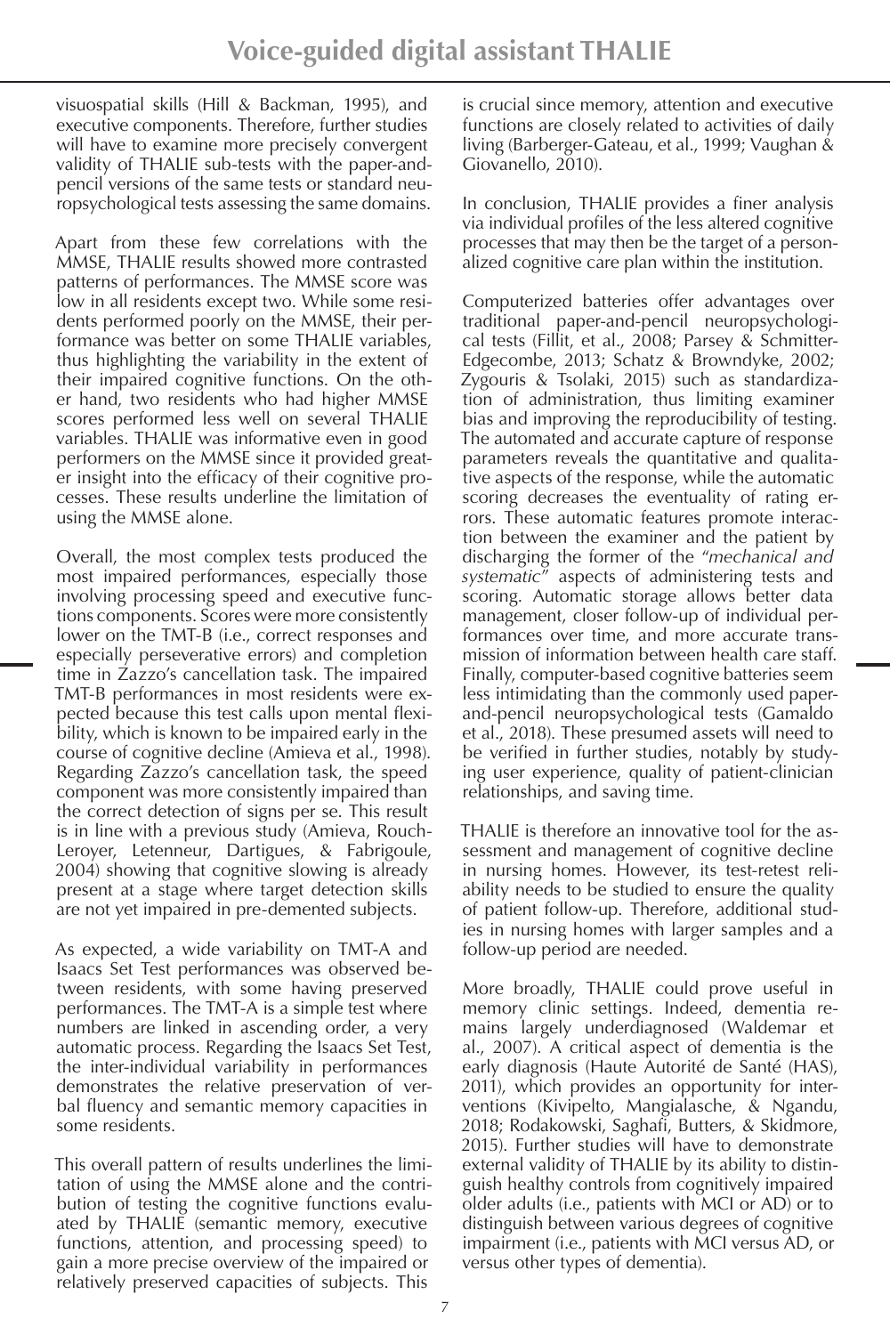visuospatial skills (Hill & Backman, 1995), and executive components. Therefore, further studies will have to examine more precisely convergent validity of THALIE sub-tests with the paper-and-pencil versions of the same tests or standard neuropsychological tests assessing the same domains.

Apart from these few correlations with the MMSE, THALIE results showed more contrasted patterns of performances. The MMSE score was low in all residents except two. While some residents performed poorly on the MMSE, their performance was better on some THALIE variables, thus highlighting the variability in the extent of their impaired cognitive functions. On the other hand, two residents who had higher MMSE scores performed less well on several THALIE variables. THALIE was informative even in good performers on the MMSE since it provided greater insight into the efficacy of their cognitive processes. These results underline the limitation of using the MMSE alone.

Overall, the most complex tests produced the most impaired performances, especially those involving processing speed and executive functions components. Scores were more consistently lower on the TMT-B (i.e., correct responses and especially perseverative errors) and completion time in Zazzo's cancellation task. The impaired TMT-B performances in most residents were expected because this test calls upon mental flexibility, which is known to be impaired early in the course of cognitive decline (Amieva et al., 1998). Regarding Zazzo's cancellation task, the speed component was more consistently impaired than the correct detection of signs per se. This result is in line with a previous study (Amieva, Rouch-Leroyer, Letenneur, Dartigues, & Fabrigoule, 2004) showing that cognitive slowing is already present at a stage where target detection skills are not yet impaired in pre-demented subjects.

As expected, a wide variability on TMT-A and Isaacs Set Test performances was observed between residents, with some having preserved performances. The TMT-A is a simple test where numbers are linked in ascending order, a very automatic process. Regarding the Isaacs Set Test, the inter-individual variability in performances demonstrates the relative preservation of verbal fluency and semantic memory capacities in some residents.

This overall pattern of results underlines the limitation of using the MMSE alone and the contribution of testing the cognitive functions evaluated by THALIE (semantic memory, executive functions, attention, and processing speed) to gain a more precise overview of the impaired or relatively preserved capacities of subjects. This is crucial since memory, attention and executive functions are closely related to activities of daily living (Barberger-Gateau, et al., 1999; Vaughan & Giovanello, 2010).

In conclusion, THALIE provides a finer analysis via individual profiles of the less altered cognitive processes that may then be the target of a personalized cognitive care plan within the institution.

Computerized batteries offer advantages over traditional paper-and-pencil neuropsychological tests (Fillit, et al., 2008; Parsey & Schmitter-Edgecombe, 2013; Schatz & Browndyke, 2002; Zygouris & Tsolaki, 2015) such as standardization of administration, thus limiting examiner bias and improving the reproducibility of testing. The automated and accurate capture of response parameters reveals the quantitative and qualitative aspects of the response, while the automatic scoring decreases the eventuality of rating errors. These automatic features promote interaction between the examiner and the patient by discharging the former of the *"mechanical and systematic"* aspects of administering tests and scoring. Automatic storage allows better data management, closer follow-up of individual performances over time, and more accurate transmission of information between health care staff. Finally, computer-based cognitive batteries seem less intimidating than the commonly used paper-and-pencil neuropsychological tests (Gamaldo et al., 2018). These presumed assets will need to be verified in further studies, notably by studying user experience, quality of patient-clinician relationships, and saving time.

THALIE is therefore an innovative tool for the assessment and management of cognitive decline in nursing homes. However, its test-retest reliability needs to be studied to ensure the quality of patient follow-up. Therefore, additional studies in nursing homes with larger samples and a follow-up period are needed.

More broadly, THALIE could prove useful in memory clinic settings. Indeed, dementia remains largely underdiagnosed (Waldemar et al., 2007). A critical aspect of dementia is the early diagnosis (Haute Autorité de Santé (HAS), 2011), which provides an opportunity for interventions (Kivipelto, Mangialasche, & Ngandu, 2018; Rodakowski, Saghafi, Butters, & Skidmore, 2015). Further studies will have to demonstrate external validity of THALIE by its ability to distinguish healthy controls from cognitively impaired older adults (i.e., patients with MCI or AD) or to distinguish between various degrees of cognitive impairment (i.e., patients with MCI versus AD, or versus other types of dementia).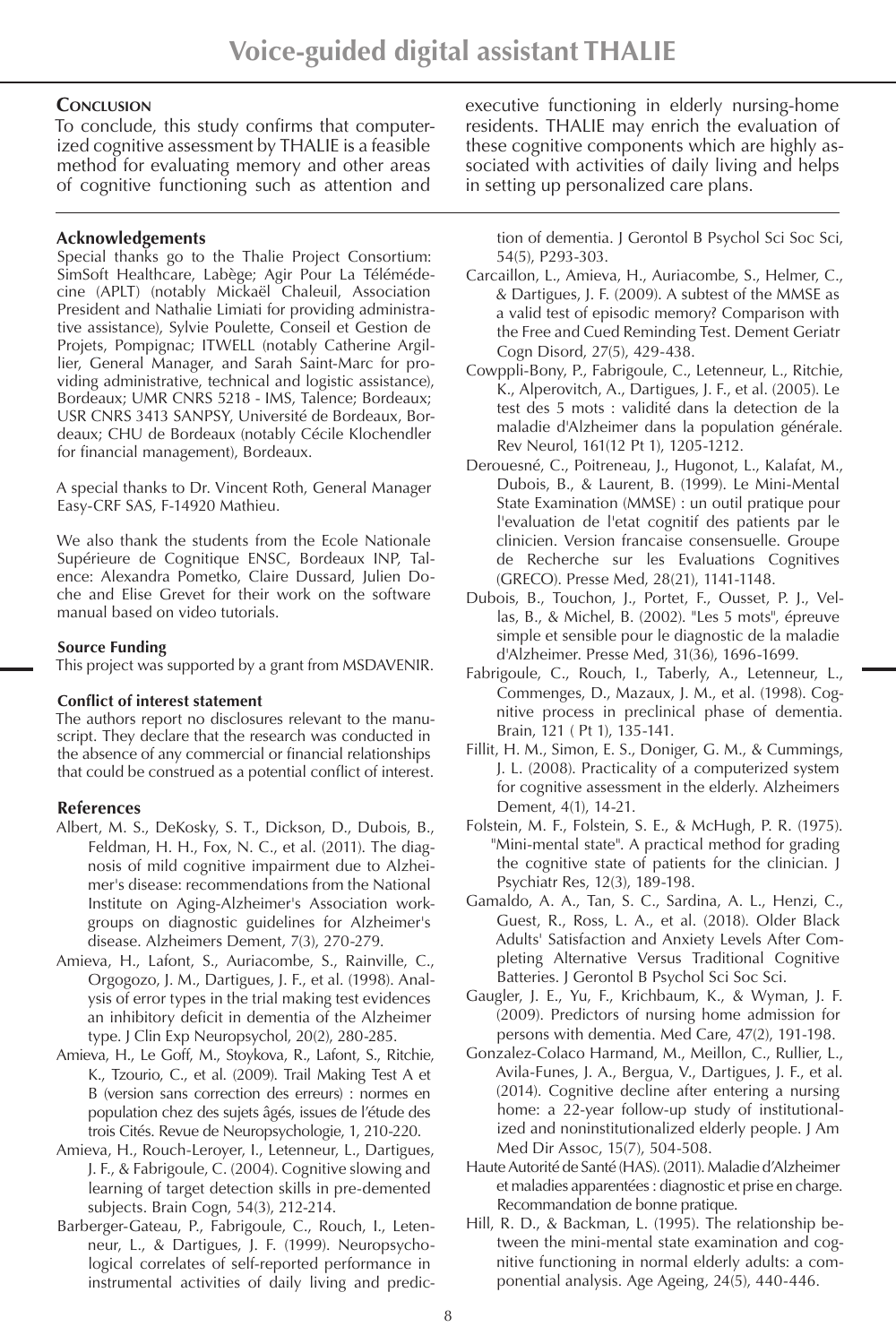## Conclusion

To conclude, this study confirms that computerized cognitive assessment by THALIE is a feasible method for evaluating memory and other areas of cognitive functioning such as attention and executive functioning in elderly nursing-home residents. THALIE may enrich the evaluation of these cognitive components which are highly associated with activities of daily living and helps in setting up personalized care plans.

### Acknowledgements

Special thanks go to the Thalie Project Consortium: SimSoft Healthcare, Labège; Agir Pour La Télémédecine (APLT) (notably Mickaël Chaleuil, Association President and Nathalie Limiati for providing administrative assistance), Sylvie Poulette, Conseil et Gestion de Projets, Pompignac; ITWELL (notably Catherine Argillier, General Manager, and Sarah Saint-Marc for providing administrative, technical and logistic assistance), Bordeaux; UMR CNRS 5218 - IMS, Talence; Bordeaux; USR CNRS 3413 SANPSY, Université de Bordeaux, Bordeaux; CHU de Bordeaux (notably Cécile Klochendler for financial management), Bordeaux.

A special thanks to Dr. Vincent Roth, General Manager Easy-CRF SAS, F-14920 Mathieu.

We also thank the students from the Ecole Nationale Supérieure de Cognitique ENSC, Bordeaux INP, Talence: Alexandra Pometko, Claire Dussard, Julien Doche and Elise Grevet for their work on the software manual based on video tutorials.

### Source Funding

This project was supported by a grant from MSDAVENIR.

### Conflict of interest statement

The authors report no disclosures relevant to the manuscript. They declare that the research was conducted in the absence of any commercial or financial relationships that could be construed as a potential conflict of interest.

### References

Albert, M. S., DeKosky, S. T., Dickson, D., Dubois, B., Feldman, H. H., Fox, N. C., et al. (2011). The diagnosis of mild cognitive impairment due to Alzheimer's disease: recommendations from the National Institute on Aging-Alzheimer's Association workgroups on diagnostic guidelines for Alzheimer's disease. Alzheimers Dement, 7(3), 270-279.

Amieva, H., Lafont, S., Auriacombe, S., Rainville, C., Orgogozo, J. M., Dartigues, J. F., et al. (1998). Analysis of error types in the trial making test evidences an inhibitory deficit in dementia of the Alzheimer type. J Clin Exp Neuropsychol, 20(2), 280-285.

Amieva, H., Le Goff, M., Stoykova, R., Lafont, S., Ritchie, K., Tzourio, C., et al. (2009). Trail Making Test A et B (version sans correction des erreurs) : normes en population chez des sujets âgés, issues de l'étude des trois Cités. Revue de Neuropsychologie, 1, 210-220.

Amieva, H., Rouch-Leroyer, I., Letenneur, L., Dartigues, J. F., & Fabrigoule, C. (2004). Cognitive slowing and learning of target detection skills in pre-demented subjects. Brain Cogn, 54(3), 212-214.

Barberger-Gateau, P., Fabrigoule, C., Rouch, I., Letenneur, L., & Dartigues, J. F. (1999). Neuropsychological correlates of self-reported performance in instrumental activities of daily living and prediction of dementia. J Gerontol B Psychol Sci Soc Sci, 54(5), P293-303.

Carcaillon, L., Amieva, H., Auriacombe, S., Helmer, C., & Dartigues, J. F. (2009). A subtest of the MMSE as a valid test of episodic memory? Comparison with the Free and Cued Reminding Test. Dement Geriatr Cogn Disord, 27(5), 429-438.

Cowppli-Bony, P., Fabrigoule, C., Letenneur, L., Ritchie, K., Alperovitch, A., Dartigues, J. F., et al. (2005). Le test des 5 mots : validité dans la detection de la maladie d'Alzheimer dans la population générale. Rev Neurol, 161(12 Pt 1), 1205-1212.

Derouesné, C., Poitreneau, J., Hugonot, L., Kalafat, M., Dubois, B., & Laurent, B. (1999). Le Mini-Mental State Examination (MMSE) : un outil pratique pour l'evaluation de l'etat cognitif des patients par le clinicien. Version francaise consensuelle. Groupe de Recherche sur les Evaluations Cognitives (GRECO). Presse Med, 28(21), 1141-1148.

Dubois, B., Touchon, J., Portet, F., Ousset, P. J., Vellas, B., & Michel, B. (2002). "Les 5 mots", épreuve simple et sensible pour le diagnostic de la maladie d'Alzheimer. Presse Med, 31(36), 1696-1699.

Fabrigoule, C., Rouch, I., Taberly, A., Letenneur, L., Commenges, D., Mazaux, J. M., et al. (1998). Cognitive process in preclinical phase of dementia. Brain, 121 ( Pt 1), 135-141.

Fillit, H. M., Simon, E. S., Doniger, G. M., & Cummings, J. L. (2008). Practicality of a computerized system for cognitive assessment in the elderly. Alzheimers Dement, 4(1), 14-21.

Folstein, M. F., Folstein, S. E., & McHugh, P. R. (1975). "Mini-mental state". A practical method for grading the cognitive state of patients for the clinician. J Psychiatr Res, 12(3), 189-198.

Gamaldo, A. A., Tan, S. C., Sardina, A. L., Henzi, C., Guest, R., Ross, L. A., et al. (2018). Older Black Adults' Satisfaction and Anxiety Levels After Completing Alternative Versus Traditional Cognitive Batteries. J Gerontol B Psychol Sci Soc Sci.

Gaugler, J. E., Yu, F., Krichbaum, K., & Wyman, J. F. (2009). Predictors of nursing home admission for persons with dementia. Med Care, 47(2), 191-198.

Gonzalez-Colaco Harmand, M., Meillon, C., Rullier, L., Avila-Funes, J. A., Bergua, V., Dartigues, J. F., et al. (2014). Cognitive decline after entering a nursing home: a 22-year follow-up study of institutionalized and noninstitutionalized elderly people. J Am Med Dir Assoc, 15(7), 504-508.

Haute Autorité de Santé (HAS). (2011). Maladie d'Alzheimer et maladies apparentées : diagnostic et prise en charge. Recommandation de bonne pratique.

Hill, R. D., & Backman, L. (1995). The relationship between the mini-mental state examination and cognitive functioning in normal elderly adults: a componential analysis. Age Ageing, 24(5), 440-446.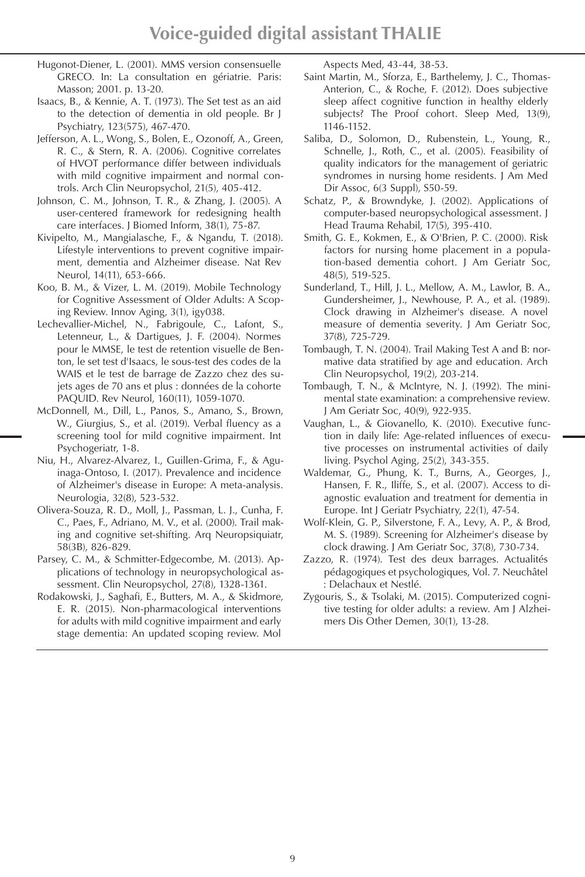Hugonot-Diener, L. (2001). MMS version consensuelle GRECO. In: La consultation en gériatrie. Paris: Masson; 2001. p. 13-20.

Isaacs, B., & Kennie, A. T. (1973). The Set test as an aid to the detection of dementia in old people. Br J Psychiatry, 123(575), 467-470.

Jefferson, A. L., Wong, S., Bolen, E., Ozonoff, A., Green, R. C., & Stern, R. A. (2006). Cognitive correlates of HVOT performance differ between individuals with mild cognitive impairment and normal controls. Arch Clin Neuropsychol, 21(5), 405-412.

Johnson, C. M., Johnson, T. R., & Zhang, J. (2005). A user-centered framework for redesigning health care interfaces. J Biomed Inform, 38(1), 75-87.

Kivipelto, M., Mangialasche, F., & Ngandu, T. (2018). Lifestyle interventions to prevent cognitive impairment, dementia and Alzheimer disease. Nat Rev Neurol, 14(11), 653-666.

Koo, B. M., & Vizer, L. M. (2019). Mobile Technology for Cognitive Assessment of Older Adults: A Scoping Review. Innov Aging, 3(1), igy038.

Lechevallier-Michel, N., Fabrigoule, C., Lafont, S., Letenneur, L., & Dartigues, J. F. (2004). Normes pour le MMSE, le test de retention visuelle de Benton, le set test d'Isaacs, le sous-test des codes de la WAIS et le test de barrage de Zazzo chez des sujets ages de 70 ans et plus : données de la cohorte PAQUID. Rev Neurol, 160(11), 1059-1070.

McDonnell, M., Dill, L., Panos, S., Amano, S., Brown, W., Giurgius, S., et al. (2019). Verbal fluency as a screening tool for mild cognitive impairment. Int Psychogeriatr, 1-8.

Niu, H., Alvarez-Alvarez, I., Guillen-Grima, F., & Aguinaga-Ontoso, I. (2017). Prevalence and incidence of Alzheimer's disease in Europe: A meta-analysis. Neurologia, 32(8), 523-532.

Olivera-Souza, R. D., Moll, J., Passman, L. J., Cunha, F. C., Paes, F., Adriano, M. V., et al. (2000). Trail making and cognitive set-shifting. Arq Neuropsiquiatr, 58(3B), 826-829.

Parsey, C. M., & Schmitter-Edgecombe, M. (2013). Applications of technology in neuropsychological assessment. Clin Neuropsychol, 27(8), 1328-1361.

Rodakowski, J., Saghafi, E., Butters, M. A., & Skidmore, E. R. (2015). Non-pharmacological interventions for adults with mild cognitive impairment and early stage dementia: An updated scoping review. Mol Aspects Med, 43-44, 38-53.

Saint Martin, M., Sforza, E., Barthelemy, J. C., Thomas-Anterion, C., & Roche, F. (2012). Does subjective sleep affect cognitive function in healthy elderly subjects? The Proof cohort. Sleep Med, 13(9), 1146-1152.

Saliba, D., Solomon, D., Rubenstein, L., Young, R., Schnelle, J., Roth, C., et al. (2005). Feasibility of quality indicators for the management of geriatric syndromes in nursing home residents. J Am Med Dir Assoc, 6(3 Suppl), S50-59.

Schatz, P., & Browndyke, J. (2002). Applications of computer-based neuropsychological assessment. J Head Trauma Rehabil, 17(5), 395-410.

Smith, G. E., Kokmen, E., & O'Brien, P. C. (2000). Risk factors for nursing home placement in a population-based dementia cohort. J Am Geriatr Soc, 48(5), 519-525.

Sunderland, T., Hill, J. L., Mellow, A. M., Lawlor, B. A., Gundersheimer, J., Newhouse, P. A., et al. (1989). Clock drawing in Alzheimer's disease. A novel measure of dementia severity. J Am Geriatr Soc, 37(8), 725-729.

Tombaugh, T. N. (2004). Trail Making Test A and B: normative data stratified by age and education. Arch Clin Neuropsychol, 19(2), 203-214.

Tombaugh, T. N., & McIntyre, N. J. (1992). The mini-mental state examination: a comprehensive review. J Am Geriatr Soc, 40(9), 922-935.

Vaughan, L., & Giovanello, K. (2010). Executive function in daily life: Age-related influences of executive processes on instrumental activities of daily living. Psychol Aging, 25(2), 343-355.

Waldemar, G., Phung, K. T., Burns, A., Georges, J., Hansen, F. R., Iliffe, S., et al. (2007). Access to diagnostic evaluation and treatment for dementia in Europe. Int J Geriatr Psychiatry, 22(1), 47-54.

Wolf-Klein, G. P., Silverstone, F. A., Levy, A. P., & Brod, M. S. (1989). Screening for Alzheimer's disease by clock drawing. J Am Geriatr Soc, 37(8), 730-734.

Zazzo, R. (1974). Test des deux barrages. Actualités pédagogiques et psychologiques, Vol. 7. Neuchâtel : Delachaux et Nestlé.

Zygouris, S., & Tsolaki, M. (2015). Computerized cognitive testing for older adults: a review. Am J Alzheimers Dis Other Demen, 30(1), 13-28.